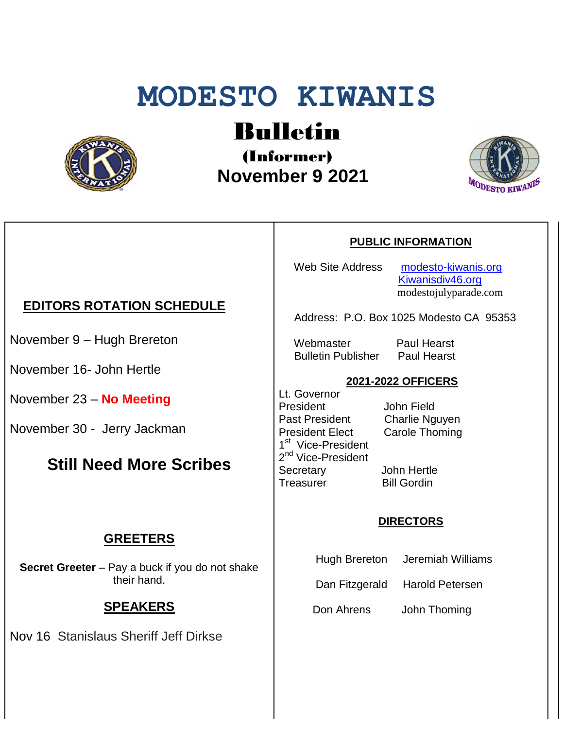# MODESTO KIWANIS

## Bulletin

### (Informer)

### November 9 2021

## EDITORS ROTATION SCHEDULE

November 9 – Hugh Brereton

November 16- John Hertle

November 23 – **No Meeting**

November 30 - Jerry Jackman

### Still Need More Scribes

## GREETERS

**Secret Greeter** – Pay a buck if you do not shake their hand.

## SPEAKERS

Nov 16 Stanislaus Sheriff Jeff Dirkse

## PUBLIC INFORMATION

Web Site Address modesto-kiwanis.org
Kiwanisdiv46.org
modestojulyparade.com

Address: P.O. Box 1025 Modesto CA 95353

| | |
|---|---|
| Webmaster | Paul Hearst |
| Bulletin Publisher | Paul Hearst |

## 2021-2022 OFFICERS

| | |
|---|---|
| Lt. Governor | |
| President | John Field |
| Past President | Charlie Nguyen |
| President Elect | Carole Thoming |
| 1st Vice-President | |
| 2nd Vice-President | |
| Secretary | John Hertle |
| Treasurer | Bill Gordin |

## DIRECTORS

| | |
|---|---|
| Hugh Brereton | Jeremiah Williams |
| Dan Fitzgerald | Harold Petersen |
| Don Ahrens | John Thoming |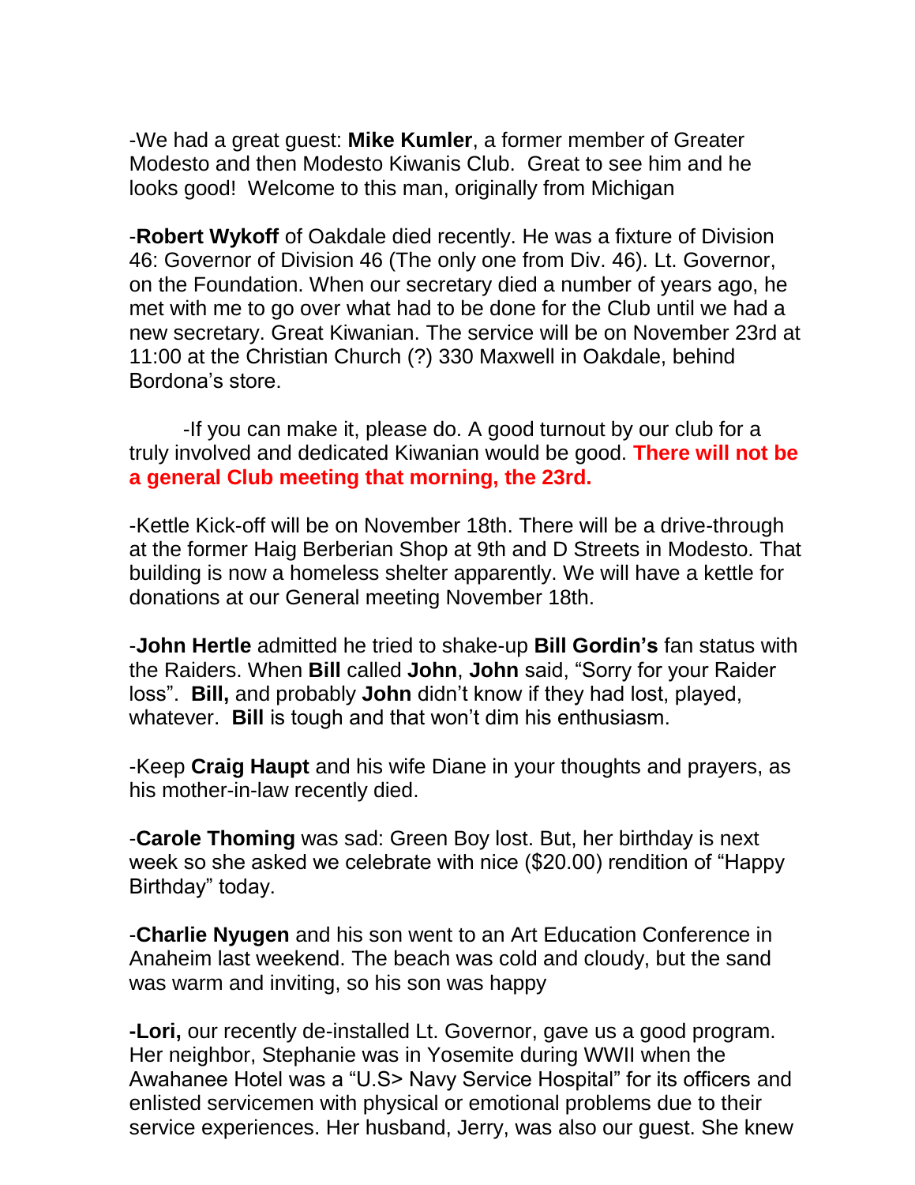-We had a great guest: **Mike Kumler**, a former member of Greater Modesto and then Modesto Kiwanis Club. Great to see him and he looks good! Welcome to this man, originally from Michigan

-**Robert Wykoff** of Oakdale died recently. He was a fixture of Division 46: Governor of Division 46 (The only one from Div. 46). Lt. Governor, on the Foundation. When our secretary died a number of years ago, he met with me to go over what had to be done for the Club until we had a new secretary. Great Kiwanian. The service will be on November 23rd at 11:00 at the Christian Church (?) 330 Maxwell in Oakdale, behind Bordona's store.

-If you can make it, please do. A good turnout by our club for a truly involved and dedicated Kiwanian would be good. **There will not be a general Club meeting that morning, the 23rd.**

-Kettle Kick-off will be on November 18th. There will be a drive-through at the former Haig Berberian Shop at 9th and D Streets in Modesto. That building is now a homeless shelter apparently. We will have a kettle for donations at our General meeting November 18th.

-**John Hertle** admitted he tried to shake-up **Bill Gordin's** fan status with the Raiders. When **Bill** called **John**, **John** said, "Sorry for your Raider loss". **Bill,** and probably **John** didn't know if they had lost, played, whatever. **Bill** is tough and that won't dim his enthusiasm.

-Keep **Craig Haupt** and his wife Diane in your thoughts and prayers, as his mother-in-law recently died.

-**Carole Thoming** was sad: Green Boy lost. But, her birthday is next week so she asked we celebrate with nice ($20.00) rendition of "Happy Birthday" today.

-**Charlie Nyugen** and his son went to an Art Education Conference in Anaheim last weekend. The beach was cold and cloudy, but the sand was warm and inviting, so his son was happy

**-Lori,** our recently de-installed Lt. Governor, gave us a good program. Her neighbor, Stephanie was in Yosemite during WWII when the Awahanee Hotel was a "U.S> Navy Service Hospital" for its officers and enlisted servicemen with physical or emotional problems due to their service experiences. Her husband, Jerry, was also our guest. She knew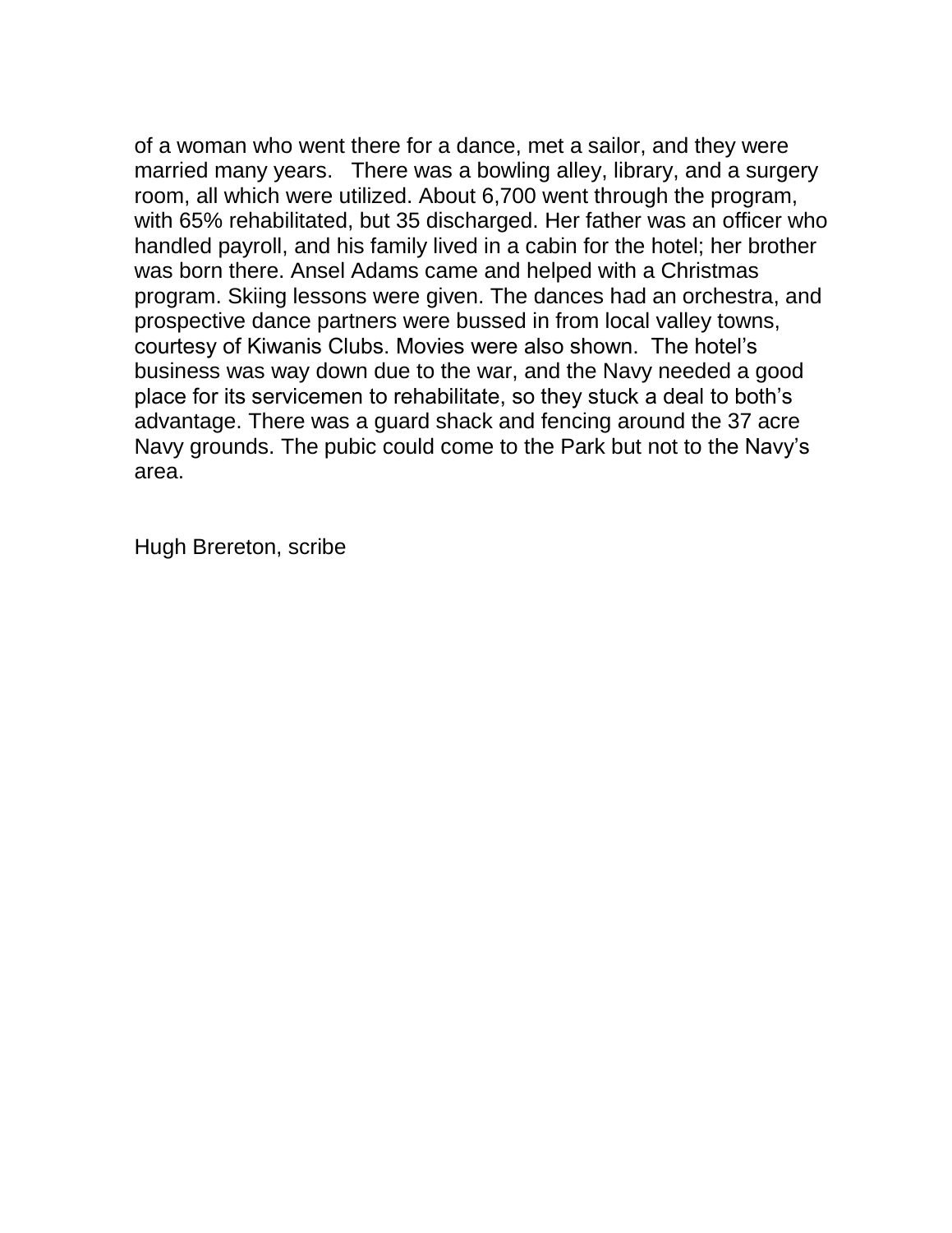of a woman who went there for a dance, met a sailor, and they were married many years. There was a bowling alley, library, and a surgery room, all which were utilized. About 6,700 went through the program, with 65% rehabilitated, but 35 discharged. Her father was an officer who handled payroll, and his family lived in a cabin for the hotel; her brother was born there. Ansel Adams came and helped with a Christmas program. Skiing lessons were given. The dances had an orchestra, and prospective dance partners were bussed in from local valley towns, courtesy of Kiwanis Clubs. Movies were also shown. The hotel's business was way down due to the war, and the Navy needed a good place for its servicemen to rehabilitate, so they stuck a deal to both's advantage. There was a guard shack and fencing around the 37 acre Navy grounds. The pubic could come to the Park but not to the Navy's area.

Hugh Brereton, scribe